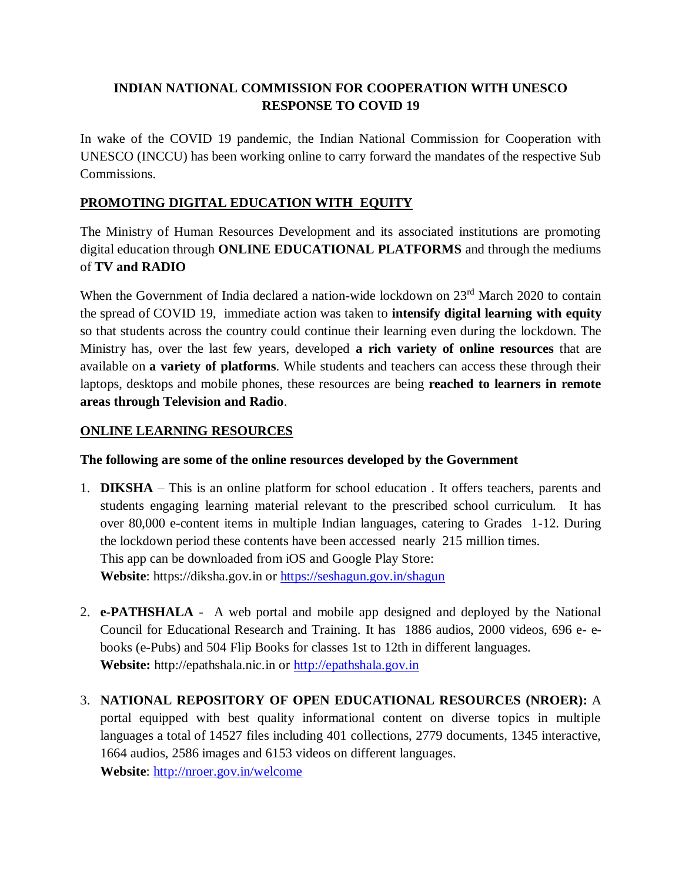# INDIAN NATIONAL COMMISSION FOR COOPERATION WITH UNESCO RESPONSE TO COVID 19

In wake of the COVID 19 pandemic, the Indian National Commission for Cooperation with UNESCO (INCCU) has been working online to carry forward the mandates of the respective Sub Commissions.

## PROMOTING DIGITAL EDUCATION WITH EQUITY

The Ministry of Human Resources Development and its associated institutions are promoting digital education through **ONLINE EDUCATIONAL PLATFORMS** and through the mediums of **TV and RADIO**

When the Government of India declared a nation-wide lockdown on 23rd March 2020 to contain the spread of COVID 19, immediate action was taken to **intensify digital learning with equity** so that students across the country could continue their learning even during the lockdown. The Ministry has, over the last few years, developed **a rich variety of online resources** that are available on **a variety of platforms**. While students and teachers can access these through their laptops, desktops and mobile phones, these resources are being **reached to learners in remote areas through Television and Radio**.

## ONLINE LEARNING RESOURCES

**The following are some of the online resources developed by the Government**

1. **DIKSHA** – This is an online platform for school education . It offers teachers, parents and students engaging learning material relevant to the prescribed school curriculum. It has over 80,000 e-content items in multiple Indian languages, catering to Grades 1-12. During the lockdown period these contents have been accessed nearly 215 million times.
   This app can be downloaded from iOS and Google Play Store:
   **Website**: https://diksha.gov.in or https://seshagun.gov.in/shagun

2. **e-PATHSHALA** - A web portal and mobile app designed and deployed by the National Council for Educational Research and Training. It has 1886 audios, 2000 videos, 696 e- e-books (e-Pubs) and 504 Flip Books for classes 1st to 12th in different languages.
   **Website:** http://epathshala.nic.in or http://epathshala.gov.in

3. **NATIONAL REPOSITORY OF OPEN EDUCATIONAL RESOURCES (NROER):** A portal equipped with best quality informational content on diverse topics in multiple languages a total of 14527 files including 401 collections, 2779 documents, 1345 interactive, 1664 audios, 2586 images and 6153 videos on different languages.
   **Website**: http://nroer.gov.in/welcome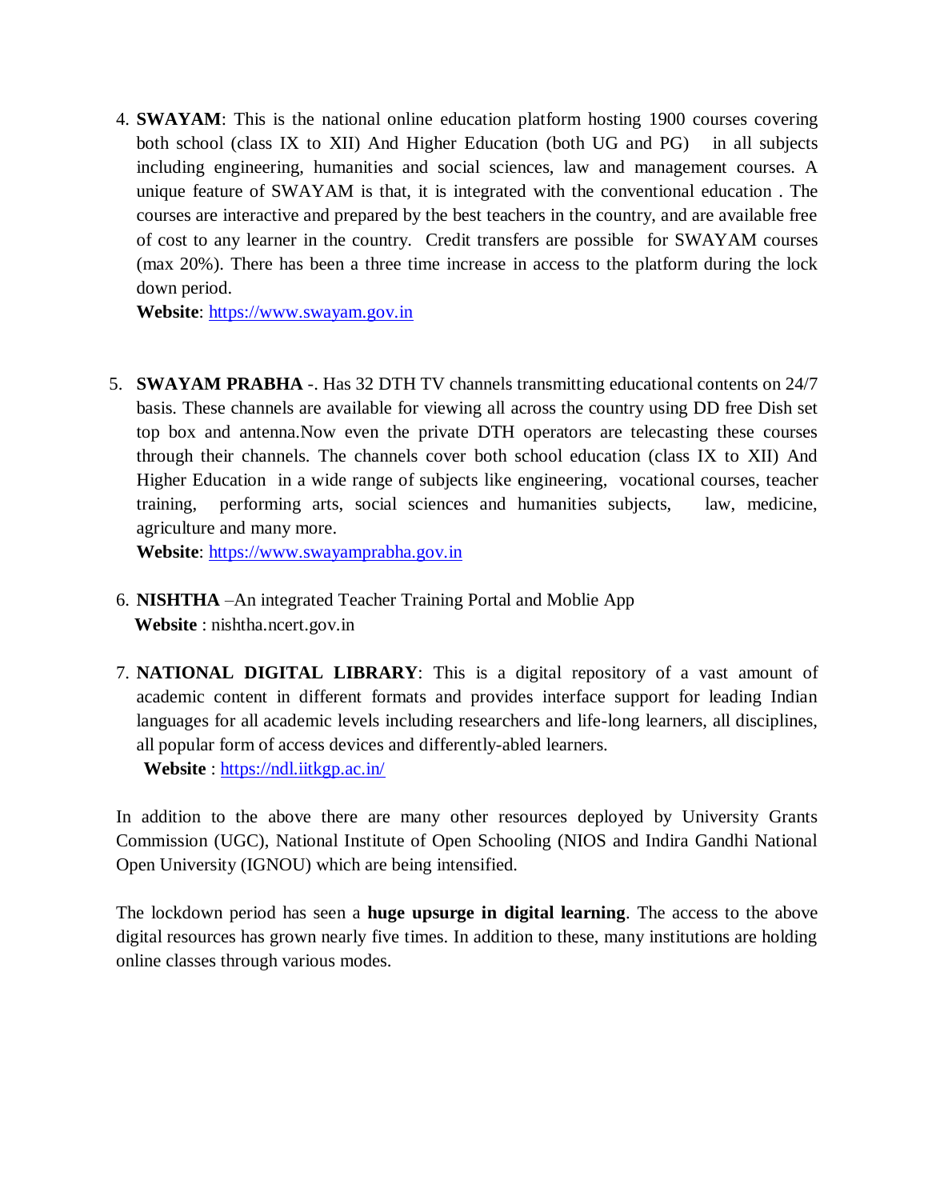4. **SWAYAM**: This is the national online education platform hosting 1900 courses covering both school (class IX to XII) And Higher Education (both UG and PG) in all subjects including engineering, humanities and social sciences, law and management courses. A unique feature of SWAYAM is that, it is integrated with the conventional education . The courses are interactive and prepared by the best teachers in the country, and are available free of cost to any learner in the country. Credit transfers are possible for SWAYAM courses (max 20%). There has been a three time increase in access to the platform during the lock down period.
   **Website**: https://www.swayam.gov.in

5. **SWAYAM PRABHA** -. Has 32 DTH TV channels transmitting educational contents on 24/7 basis. These channels are available for viewing all across the country using DD free Dish set top box and antenna.Now even the private DTH operators are telecasting these courses through their channels. The channels cover both school education (class IX to XII) And Higher Education in a wide range of subjects like engineering, vocational courses, teacher training, performing arts, social sciences and humanities subjects, law, medicine, agriculture and many more.
   **Website**: https://www.swayamprabha.gov.in

6. **NISHTHA** –An integrated Teacher Training Portal and Moblie App
   **Website** : nishtha.ncert.gov.in

7. **NATIONAL DIGITAL LIBRARY**: This is a digital repository of a vast amount of academic content in different formats and provides interface support for leading Indian languages for all academic levels including researchers and life-long learners, all disciplines, all popular form of access devices and differently-abled learners.
   **Website** : https://ndl.iitkgp.ac.in/

In addition to the above there are many other resources deployed by University Grants Commission (UGC), National Institute of Open Schooling (NIOS and Indira Gandhi National Open University (IGNOU) which are being intensified.

The lockdown period has seen a **huge upsurge in digital learning**. The access to the above digital resources has grown nearly five times. In addition to these, many institutions are holding online classes through various modes.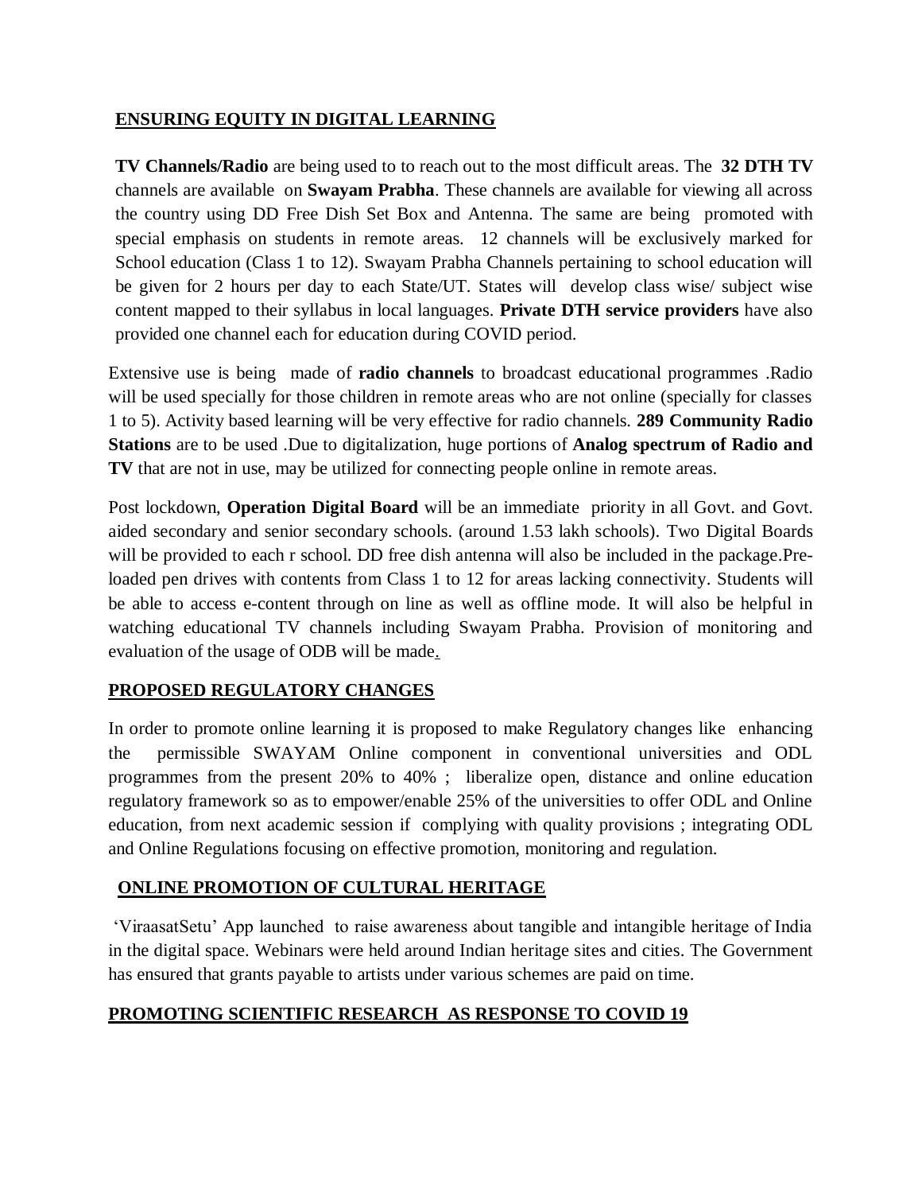## ENSURING EQUITY IN DIGITAL LEARNING

**TV Channels/Radio** are being used to to reach out to the most difficult areas. The **32 DTH TV** channels are available on **Swayam Prabha**. These channels are available for viewing all across the country using DD Free Dish Set Box and Antenna. The same are being promoted with special emphasis on students in remote areas. 12 channels will be exclusively marked for School education (Class 1 to 12). Swayam Prabha Channels pertaining to school education will be given for 2 hours per day to each State/UT. States will develop class wise/ subject wise content mapped to their syllabus in local languages. **Private DTH service providers** have also provided one channel each for education during COVID period.

Extensive use is being made of **radio channels** to broadcast educational programmes .Radio will be used specially for those children in remote areas who are not online (specially for classes 1 to 5). Activity based learning will be very effective for radio channels. **289 Community Radio Stations** are to be used .Due to digitalization, huge portions of **Analog spectrum of Radio and TV** that are not in use, may be utilized for connecting people online in remote areas.

Post lockdown, **Operation Digital Board** will be an immediate priority in all Govt. and Govt. aided secondary and senior secondary schools. (around 1.53 lakh schools). Two Digital Boards will be provided to each r school. DD free dish antenna will also be included in the package.Pre-loaded pen drives with contents from Class 1 to 12 for areas lacking connectivity. Students will be able to access e-content through on line as well as offline mode. It will also be helpful in watching educational TV channels including Swayam Prabha. Provision of monitoring and evaluation of the usage of ODB will be made.

## PROPOSED REGULATORY CHANGES

In order to promote online learning it is proposed to make Regulatory changes like enhancing the permissible SWAYAM Online component in conventional universities and ODL programmes from the present 20% to 40% ; liberalize open, distance and online education regulatory framework so as to empower/enable 25% of the universities to offer ODL and Online education, from next academic session if complying with quality provisions ; integrating ODL and Online Regulations focusing on effective promotion, monitoring and regulation.

## ONLINE PROMOTION OF CULTURAL HERITAGE

'ViraasatSetu' App launched to raise awareness about tangible and intangible heritage of India in the digital space. Webinars were held around Indian heritage sites and cities. The Government has ensured that grants payable to artists under various schemes are paid on time.

## PROMOTING SCIENTIFIC RESEARCH AS RESPONSE TO COVID 19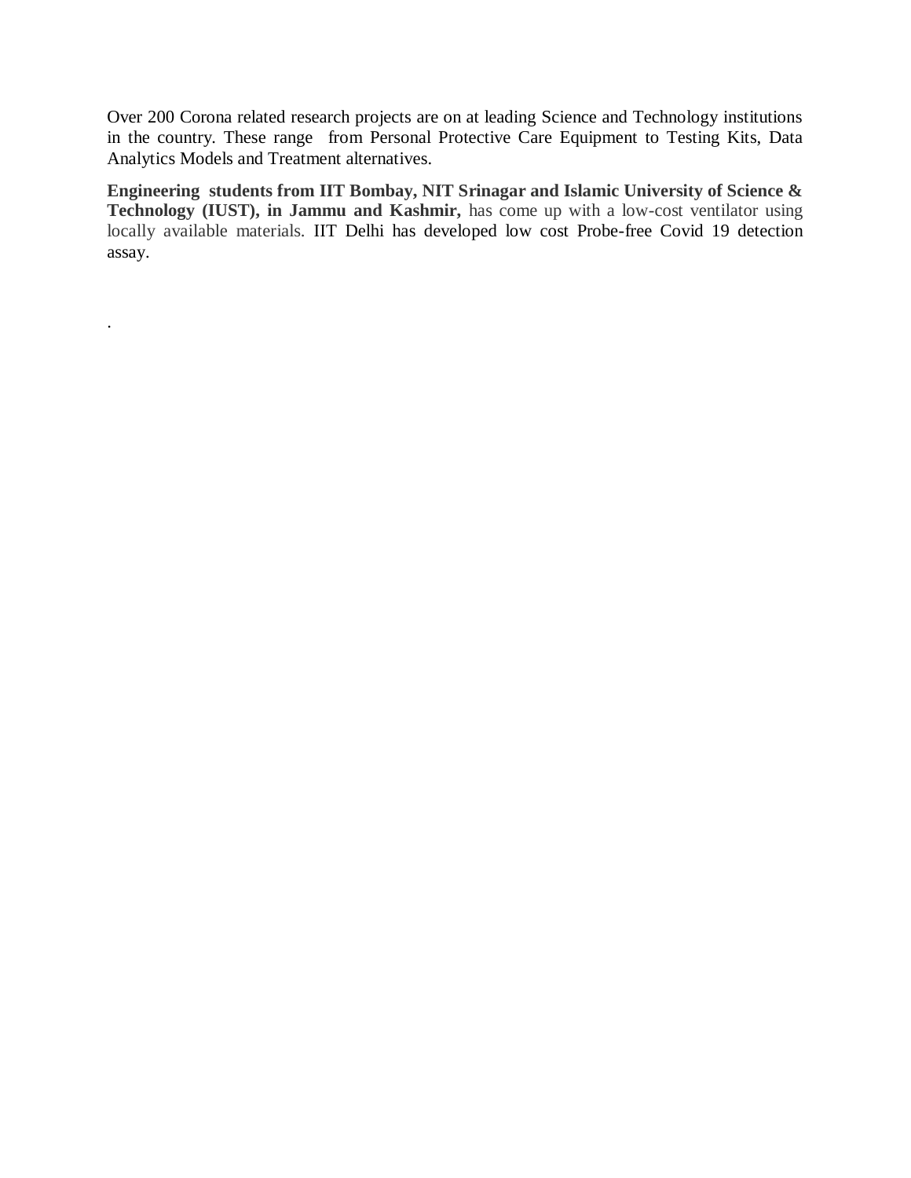Over 200 Corona related research projects are on at leading Science and Technology institutions in the country. These range from Personal Protective Care Equipment to Testing Kits, Data Analytics Models and Treatment alternatives.

**Engineering students from IIT Bombay, NIT Srinagar and Islamic University of Science & Technology (IUST), in Jammu and Kashmir,** has come up with a low-cost ventilator using locally available materials. IIT Delhi has developed low cost Probe-free Covid 19 detection assay.

.